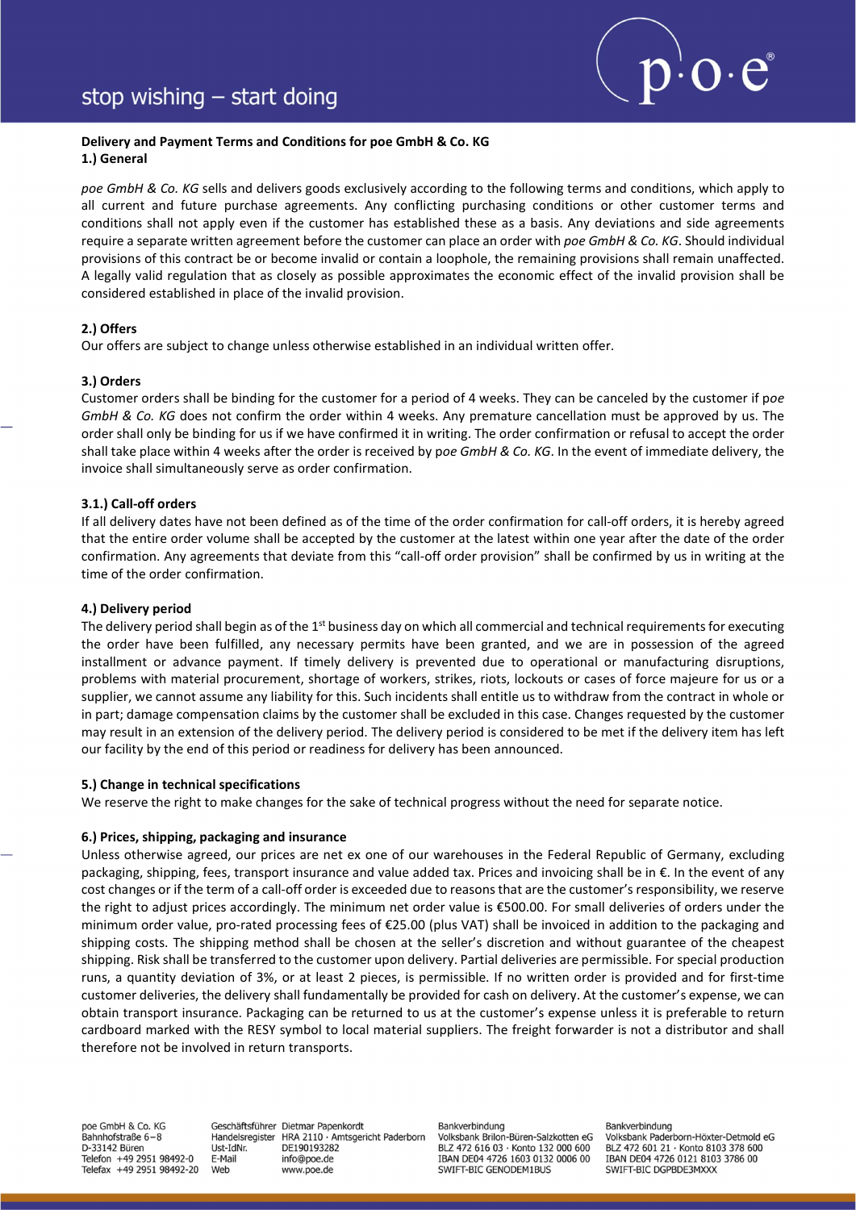stop wishing – start doing

**Delivery and Payment Terms and Conditions for poe GmbH & Co. KG**

**1.) General**

*poe GmbH & Co. KG* sells and delivers goods exclusively according to the following terms and conditions, which apply to all current and future purchase agreements. Any conflicting purchasing conditions or other customer terms and conditions shall not apply even if the customer has established these as a basis. Any deviations and side agreements require a separate written agreement before the customer can place an order with *poe GmbH & Co. KG*. Should individual provisions of this contract be or become invalid or contain a loophole, the remaining provisions shall remain unaffected. A legally valid regulation that as closely as possible approximates the economic effect of the invalid provision shall be considered established in place of the invalid provision.

**2.) Offers**

Our offers are subject to change unless otherwise established in an individual written offer.

**3.) Orders**

Customer orders shall be binding for the customer for a period of 4 weeks. They can be canceled by the customer if p*oe GmbH & Co. KG* does not confirm the order within 4 weeks. Any premature cancellation must be approved by us. The order shall only be binding for us if we have confirmed it in writing. The order confirmation or refusal to accept the order shall take place within 4 weeks after the order is received by p*oe GmbH & Co. KG*. In the event of immediate delivery, the invoice shall simultaneously serve as order confirmation.

**3.1.) Call-off orders**

If all delivery dates have not been defined as of the time of the order confirmation for call-off orders, it is hereby agreed that the entire order volume shall be accepted by the customer at the latest within one year after the date of the order confirmation. Any agreements that deviate from this "call-off order provision" shall be confirmed by us in writing at the time of the order confirmation.

**4.) Delivery period**

The delivery period shall begin as of the 1st business day on which all commercial and technical requirements for executing the order have been fulfilled, any necessary permits have been granted, and we are in possession of the agreed installment or advance payment. If timely delivery is prevented due to operational or manufacturing disruptions, problems with material procurement, shortage of workers, strikes, riots, lockouts or cases of force majeure for us or a supplier, we cannot assume any liability for this. Such incidents shall entitle us to withdraw from the contract in whole or in part; damage compensation claims by the customer shall be excluded in this case. Changes requested by the customer may result in an extension of the delivery period. The delivery period is considered to be met if the delivery item has left our facility by the end of this period or readiness for delivery has been announced.

**5.) Change in technical specifications**

We reserve the right to make changes for the sake of technical progress without the need for separate notice.

**6.) Prices, shipping, packaging and insurance**

Unless otherwise agreed, our prices are net ex one of our warehouses in the Federal Republic of Germany, excluding packaging, shipping, fees, transport insurance and value added tax. Prices and invoicing shall be in €. In the event of any cost changes or if the term of a call-off order is exceeded due to reasons that are the customer's responsibility, we reserve the right to adjust prices accordingly. The minimum net order value is €500.00. For small deliveries of orders under the minimum order value, pro-rated processing fees of €25.00 (plus VAT) shall be invoiced in addition to the packaging and shipping costs. The shipping method shall be chosen at the seller's discretion and without guarantee of the cheapest shipping. Risk shall be transferred to the customer upon delivery. Partial deliveries are permissible. For special production runs, a quantity deviation of 3%, or at least 2 pieces, is permissible. If no written order is provided and for first-time customer deliveries, the delivery shall fundamentally be provided for cash on delivery. At the customer's expense, we can obtain transport insurance. Packaging can be returned to us at the customer's expense unless it is preferable to return cardboard marked with the RESY symbol to local material suppliers. The freight forwarder is not a distributor and shall therefore not be involved in return transports.

poe GmbH & Co. KG
Bahnhofstraße 6–8
D-33142 Büren
Telefon +49 2951 98492-0
Telefax +49 2951 98492-20

Geschäftsführer Dietmar Papenkordt
Handelsregister HRA 2110 · Amtsgericht Paderborn
Ust-IdNr. DE190193282
E-Mail info@poe.de
Web www.poe.de

Bankverbindung
Volksbank Brilon-Büren-Salzkotten eG
BLZ 472 616 03 · Konto 132 000 600
IBAN DE04 4726 1603 0132 0006 00
SWIFT-BIC GENODEM1BUS

Bankverbindung
Volksbank Paderborn-Höxter-Detmold eG
BLZ 472 601 21 · Konto 8103 378 600
IBAN DE04 4726 0121 8103 3786 00
SWIFT-BIC DGPBDE3MXXX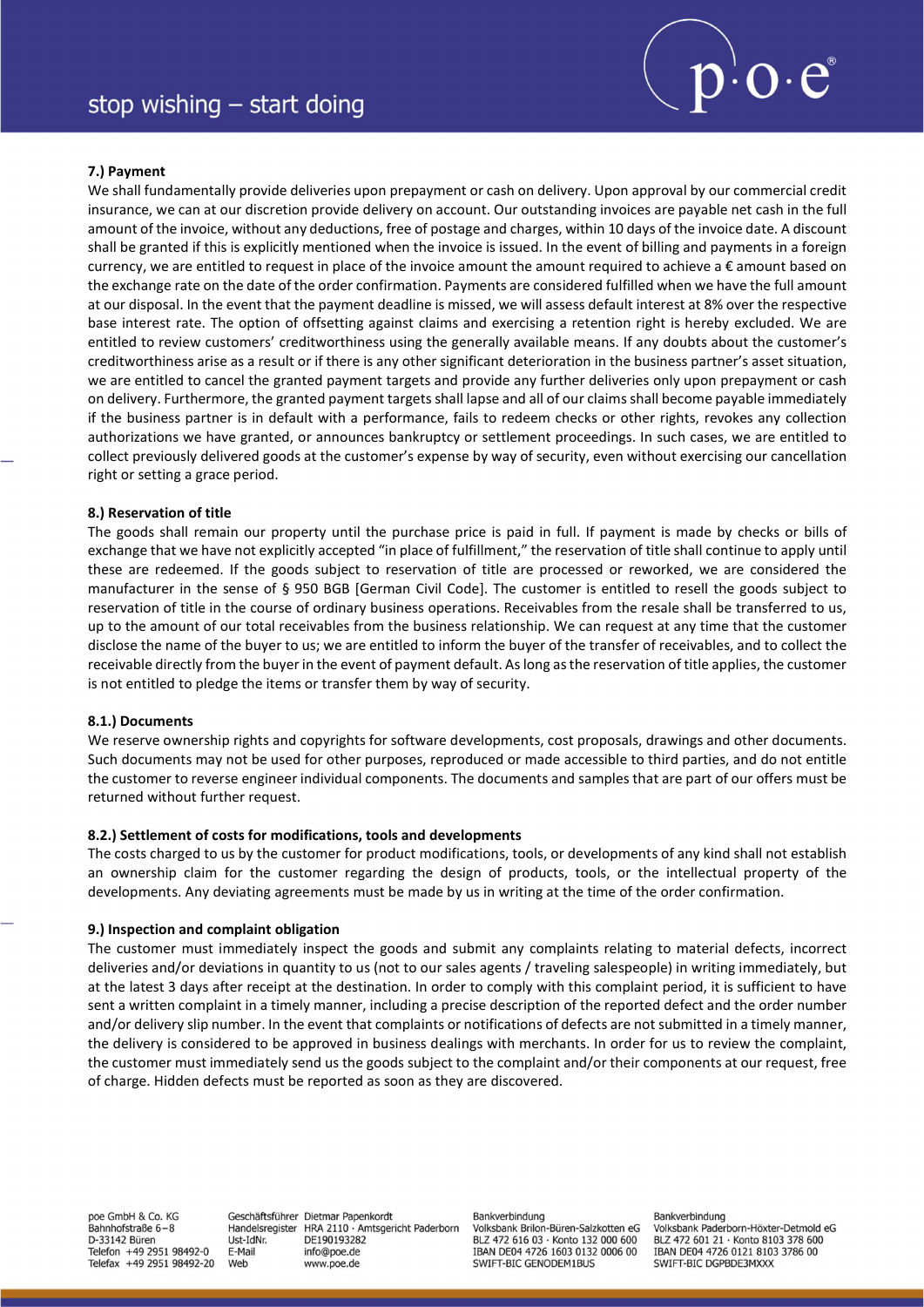#### 7.) Payment

We shall fundamentally provide deliveries upon prepayment or cash on delivery. Upon approval by our commercial credit insurance, we can at our discretion provide delivery on account. Our outstanding invoices are payable net cash in the full amount of the invoice, without any deductions, free of postage and charges, within 10 days of the invoice date. A discount shall be granted if this is explicitly mentioned when the invoice is issued. In the event of billing and payments in a foreign currency, we are entitled to request in place of the invoice amount the amount required to achieve a € amount based on the exchange rate on the date of the order confirmation. Payments are considered fulfilled when we have the full amount at our disposal. In the event that the payment deadline is missed, we will assess default interest at 8% over the respective base interest rate. The option of offsetting against claims and exercising a retention right is hereby excluded. We are entitled to review customers' creditworthiness using the generally available means. If any doubts about the customer's creditworthiness arise as a result or if there is any other significant deterioration in the business partner's asset situation, we are entitled to cancel the granted payment targets and provide any further deliveries only upon prepayment or cash on delivery. Furthermore, the granted payment targets shall lapse and all of our claims shall become payable immediately if the business partner is in default with a performance, fails to redeem checks or other rights, revokes any collection authorizations we have granted, or announces bankruptcy or settlement proceedings. In such cases, we are entitled to collect previously delivered goods at the customer's expense by way of security, even without exercising our cancellation right or setting a grace period.

#### 8.) Reservation of title

The goods shall remain our property until the purchase price is paid in full. If payment is made by checks or bills of exchange that we have not explicitly accepted "in place of fulfillment," the reservation of title shall continue to apply until these are redeemed. If the goods subject to reservation of title are processed or reworked, we are considered the manufacturer in the sense of § 950 BGB [German Civil Code]. The customer is entitled to resell the goods subject to reservation of title in the course of ordinary business operations. Receivables from the resale shall be transferred to us, up to the amount of our total receivables from the business relationship. We can request at any time that the customer disclose the name of the buyer to us; we are entitled to inform the buyer of the transfer of receivables, and to collect the receivable directly from the buyer in the event of payment default. As long as the reservation of title applies, the customer is not entitled to pledge the items or transfer them by way of security.

#### 8.1.) Documents

We reserve ownership rights and copyrights for software developments, cost proposals, drawings and other documents. Such documents may not be used for other purposes, reproduced or made accessible to third parties, and do not entitle the customer to reverse engineer individual components. The documents and samples that are part of our offers must be returned without further request.

#### 8.2.) Settlement of costs for modifications, tools and developments

The costs charged to us by the customer for product modifications, tools, or developments of any kind shall not establish an ownership claim for the customer regarding the design of products, tools, or the intellectual property of the developments. Any deviating agreements must be made by us in writing at the time of the order confirmation.

#### 9.) Inspection and complaint obligation

The customer must immediately inspect the goods and submit any complaints relating to material defects, incorrect deliveries and/or deviations in quantity to us (not to our sales agents / traveling salespeople) in writing immediately, but at the latest 3 days after receipt at the destination. In order to comply with this complaint period, it is sufficient to have sent a written complaint in a timely manner, including a precise description of the reported defect and the order number and/or delivery slip number. In the event that complaints or notifications of defects are not submitted in a timely manner, the delivery is considered to be approved in business dealings with merchants. In order for us to review the complaint, the customer must immediately send us the goods subject to the complaint and/or their components at our request, free of charge. Hidden defects must be reported as soon as they are discovered.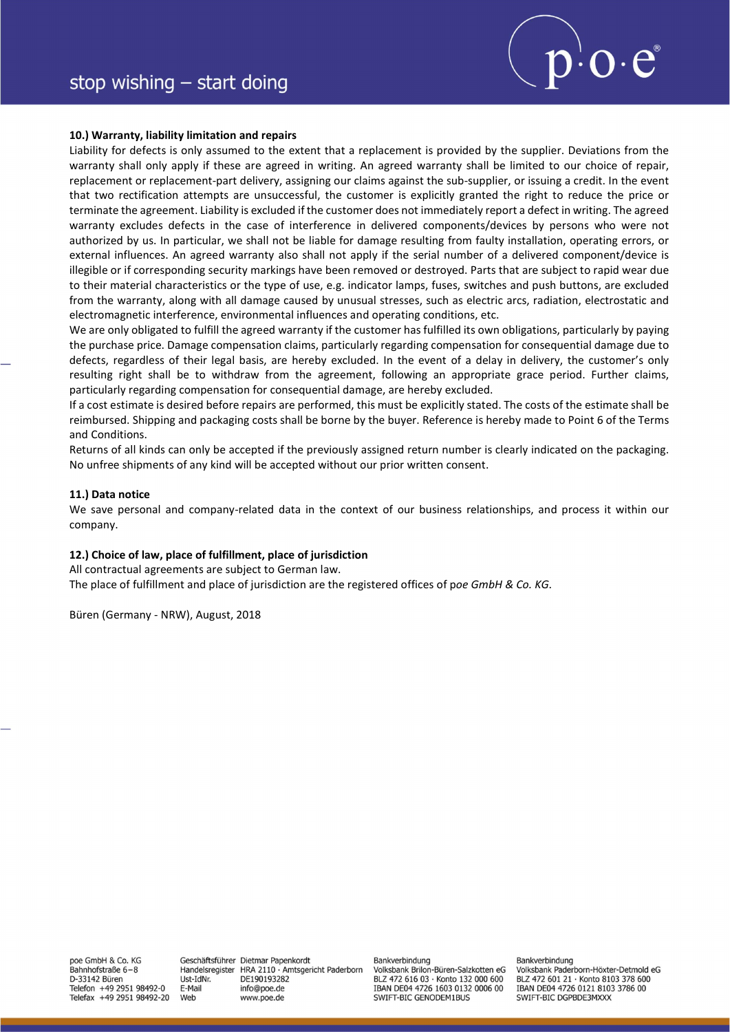### 10.) Warranty, liability limitation and repairs

Liability for defects is only assumed to the extent that a replacement is provided by the supplier. Deviations from the warranty shall only apply if these are agreed in writing. An agreed warranty shall be limited to our choice of repair, replacement or replacement-part delivery, assigning our claims against the sub-supplier, or issuing a credit. In the event that two rectification attempts are unsuccessful, the customer is explicitly granted the right to reduce the price or terminate the agreement. Liability is excluded if the customer does not immediately report a defect in writing. The agreed warranty excludes defects in the case of interference in delivered components/devices by persons who were not authorized by us. In particular, we shall not be liable for damage resulting from faulty installation, operating errors, or external influences. An agreed warranty also shall not apply if the serial number of a delivered component/device is illegible or if corresponding security markings have been removed or destroyed. Parts that are subject to rapid wear due to their material characteristics or the type of use, e.g. indicator lamps, fuses, switches and push buttons, are excluded from the warranty, along with all damage caused by unusual stresses, such as electric arcs, radiation, electrostatic and electromagnetic interference, environmental influences and operating conditions, etc.

We are only obligated to fulfill the agreed warranty if the customer has fulfilled its own obligations, particularly by paying the purchase price. Damage compensation claims, particularly regarding compensation for consequential damage due to defects, regardless of their legal basis, are hereby excluded. In the event of a delay in delivery, the customer's only resulting right shall be to withdraw from the agreement, following an appropriate grace period. Further claims, particularly regarding compensation for consequential damage, are hereby excluded.

If a cost estimate is desired before repairs are performed, this must be explicitly stated. The costs of the estimate shall be reimbursed. Shipping and packaging costs shall be borne by the buyer. Reference is hereby made to Point 6 of the Terms and Conditions.

Returns of all kinds can only be accepted if the previously assigned return number is clearly indicated on the packaging. No unfree shipments of any kind will be accepted without our prior written consent.

### 11.) Data notice

We save personal and company-related data in the context of our business relationships, and process it within our company.

### 12.) Choice of law, place of fulfillment, place of jurisdiction

All contractual agreements are subject to German law.
The place of fulfillment and place of jurisdiction are the registered offices of p*oe GmbH & Co. KG*.

Büren (Germany - NRW), August, 2018